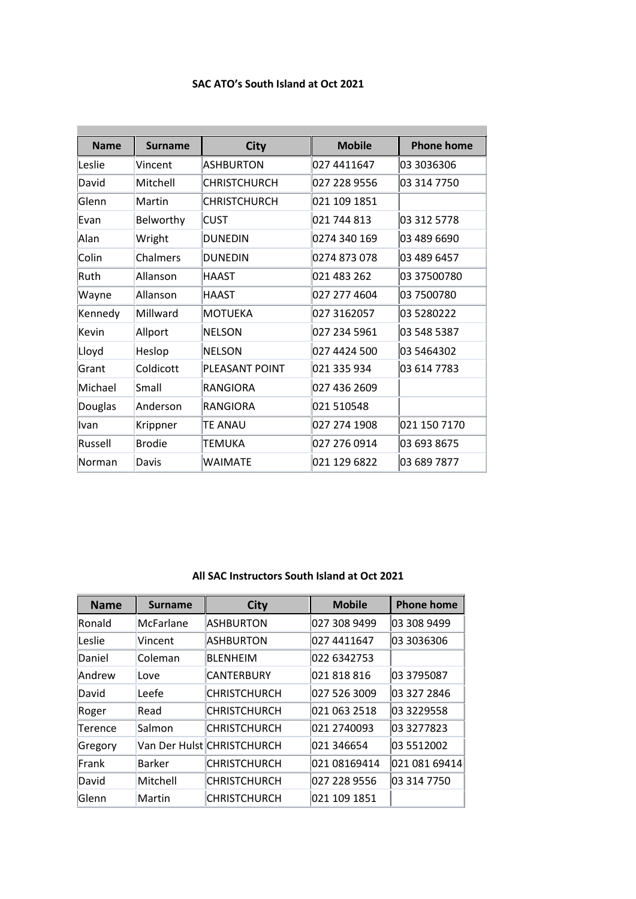**SAC ATO's South Island at Oct 2021**

| Name | Surname | City | Mobile | Phone home |
|---|---|---|---|---|
| Leslie | Vincent | ASHBURTON | 027 4411647 | 03 3036306 |
| David | Mitchell | CHRISTCHURCH | 027 228 9556 | 03 314 7750 |
| Glenn | Martin | CHRISTCHURCH | 021 109 1851 | |
| Evan | Belworthy | CUST | 021 744 813 | 03 312 5778 |
| Alan | Wright | DUNEDIN | 0274 340 169 | 03 489 6690 |
| Colin | Chalmers | DUNEDIN | 0274 873 078 | 03 489 6457 |
| Ruth | Allanson | HAAST | 021 483 262 | 03 37500780 |
| Wayne | Allanson | HAAST | 027 277 4604 | 03 7500780 |
| Kennedy | Millward | MOTUEKA | 027 3162057 | 03 5280222 |
| Kevin | Allport | NELSON | 027 234 5961 | 03 548 5387 |
| Lloyd | Heslop | NELSON | 027 4424 500 | 03 5464302 |
| Grant | Coldicott | PLEASANT POINT | 021 335 934 | 03 614 7783 |
| Michael | Small | RANGIORA | 027 436 2609 | |
| Douglas | Anderson | RANGIORA | 021 510548 | |
| Ivan | Krippner | TE ANAU | 027 274 1908 | 021 150 7170 |
| Russell | Brodie | TEMUKA | 027 276 0914 | 03 693 8675 |
| Norman | Davis | WAIMATE | 021 129 6822 | 03 689 7877 |

**All SAC Instructors South Island at Oct 2021**

| Name | Surname | City | Mobile | Phone home |
|---|---|---|---|---|
| Ronald | McFarlane | ASHBURTON | 027 308 9499 | 03 308 9499 |
| Leslie | Vincent | ASHBURTON | 027 4411647 | 03 3036306 |
| Daniel | Coleman | BLENHEIM | 022 6342753 | |
| Andrew | Love | CANTERBURY | 021 818 816 | 03 3795087 |
| David | Leefe | CHRISTCHURCH | 027 526 3009 | 03 327 2846 |
| Roger | Read | CHRISTCHURCH | 021 063 2518 | 03 3229558 |
| Terence | Salmon | CHRISTCHURCH | 021 2740093 | 03 3277823 |
| Gregory | Van Der Hulst | CHRISTCHURCH | 021 346654 | 03 5512002 |
| Frank | Barker | CHRISTCHURCH | 021 08169414 | 021 081 69414 |
| David | Mitchell | CHRISTCHURCH | 027 228 9556 | 03 314 7750 |
| Glenn | Martin | CHRISTCHURCH | 021 109 1851 | |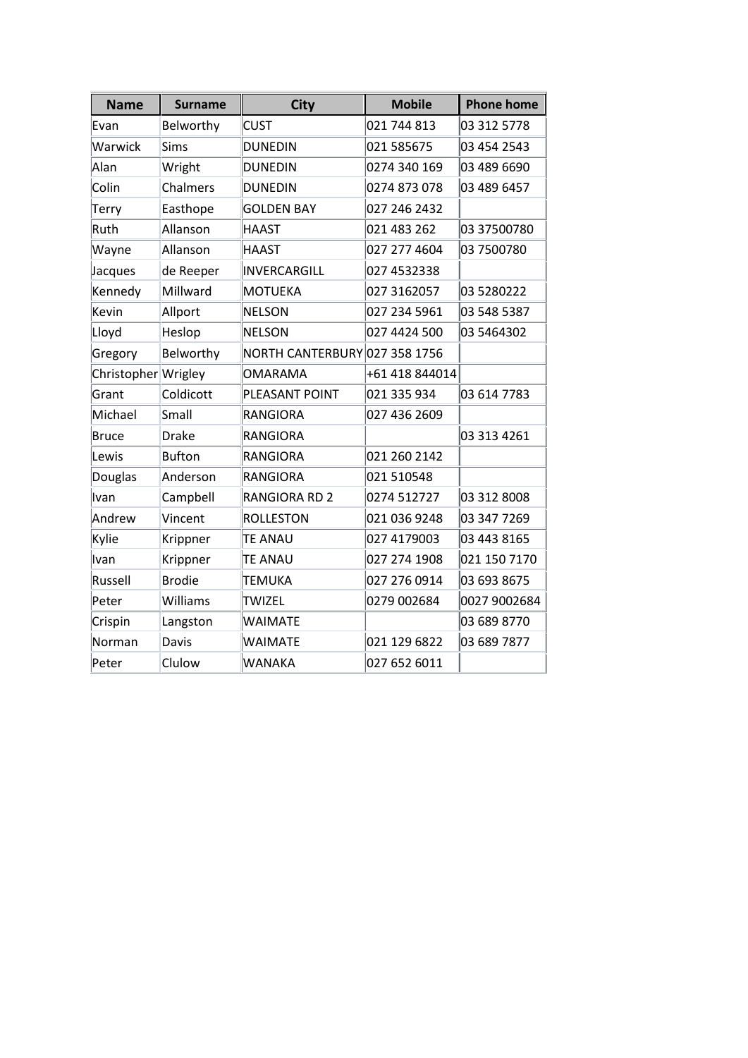| Name | Surname | City | Mobile | Phone home |
|---|---|---|---|---|
| Evan | Belworthy | CUST | 021 744 813 | 03 312 5778 |
| Warwick | Sims | DUNEDIN | 021 585675 | 03 454 2543 |
| Alan | Wright | DUNEDIN | 0274 340 169 | 03 489 6690 |
| Colin | Chalmers | DUNEDIN | 0274 873 078 | 03 489 6457 |
| Terry | Easthope | GOLDEN BAY | 027 246 2432 | |
| Ruth | Allanson | HAAST | 021 483 262 | 03 37500780 |
| Wayne | Allanson | HAAST | 027 277 4604 | 03 7500780 |
| Jacques | de Reeper | INVERCARGILL | 027 4532338 | |
| Kennedy | Millward | MOTUEKA | 027 3162057 | 03 5280222 |
| Kevin | Allport | NELSON | 027 234 5961 | 03 548 5387 |
| Lloyd | Heslop | NELSON | 027 4424 500 | 03 5464302 |
| Gregory | Belworthy | NORTH CANTERBURY | 027 358 1756 | |
| Christopher | Wrigley | OMARAMA | +61 418 844014 | |
| Grant | Coldicott | PLEASANT POINT | 021 335 934 | 03 614 7783 |
| Michael | Small | RANGIORA | 027 436 2609 | |
| Bruce | Drake | RANGIORA | | 03 313 4261 |
| Lewis | Bufton | RANGIORA | 021 260 2142 | |
| Douglas | Anderson | RANGIORA | 021 510548 | |
| Ivan | Campbell | RANGIORA RD 2 | 0274 512727 | 03 312 8008 |
| Andrew | Vincent | ROLLESTON | 021 036 9248 | 03 347 7269 |
| Kylie | Krippner | TE ANAU | 027 4179003 | 03 443 8165 |
| Ivan | Krippner | TE ANAU | 027 274 1908 | 021 150 7170 |
| Russell | Brodie | TEMUKA | 027 276 0914 | 03 693 8675 |
| Peter | Williams | TWIZEL | 0279 002684 | 0027 9002684 |
| Crispin | Langston | WAIMATE | | 03 689 8770 |
| Norman | Davis | WAIMATE | 021 129 6822 | 03 689 7877 |
| Peter | Clulow | WANAKA | 027 652 6011 | |